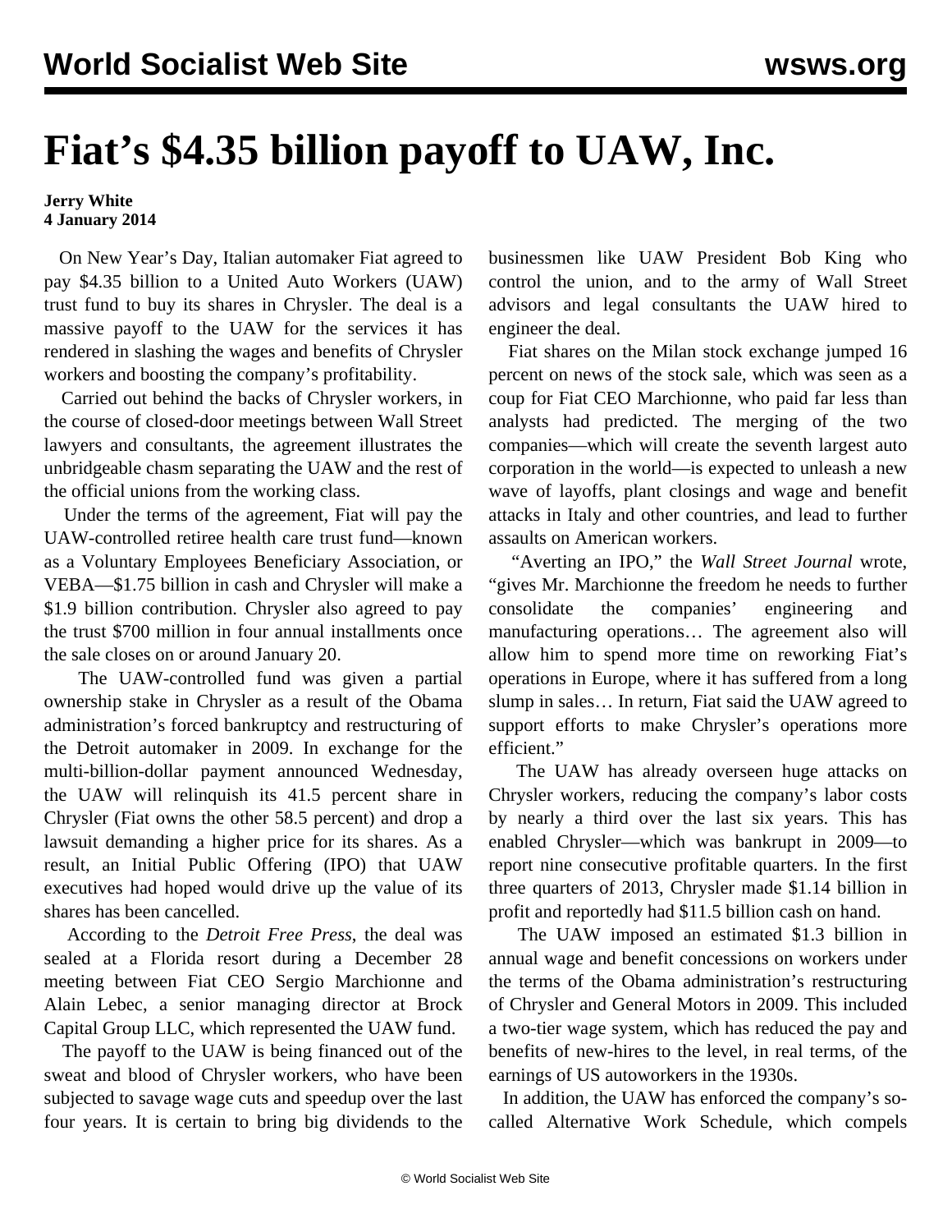# Fiat's $4.35 billion payoff to UAW, Inc.

**Jerry White**
**4 January 2014**

On New Year's Day, Italian automaker Fiat agreed to pay $4.35 billion to a United Auto Workers (UAW) trust fund to buy its shares in Chrysler. The deal is a massive payoff to the UAW for the services it has rendered in slashing the wages and benefits of Chrysler workers and boosting the company's profitability.

Carried out behind the backs of Chrysler workers, in the course of closed-door meetings between Wall Street lawyers and consultants, the agreement illustrates the unbridgeable chasm separating the UAW and the rest of the official unions from the working class.

Under the terms of the agreement, Fiat will pay the UAW-controlled retiree health care trust fund—known as a Voluntary Employees Beneficiary Association, or VEBA—$1.75 billion in cash and Chrysler will make a $1.9 billion contribution. Chrysler also agreed to pay the trust $700 million in four annual installments once the sale closes on or around January 20.

The UAW-controlled fund was given a partial ownership stake in Chrysler as a result of the Obama administration's forced bankruptcy and restructuring of the Detroit automaker in 2009. In exchange for the multi-billion-dollar payment announced Wednesday, the UAW will relinquish its 41.5 percent share in Chrysler (Fiat owns the other 58.5 percent) and drop a lawsuit demanding a higher price for its shares. As a result, an Initial Public Offering (IPO) that UAW executives had hoped would drive up the value of its shares has been cancelled.

According to the *Detroit Free Press*, the deal was sealed at a Florida resort during a December 28 meeting between Fiat CEO Sergio Marchionne and Alain Lebec, a senior managing director at Brock Capital Group LLC, which represented the UAW fund.

The payoff to the UAW is being financed out of the sweat and blood of Chrysler workers, who have been subjected to savage wage cuts and speedup over the last four years. It is certain to bring big dividends to the businessmen like UAW President Bob King who control the union, and to the army of Wall Street advisors and legal consultants the UAW hired to engineer the deal.

Fiat shares on the Milan stock exchange jumped 16 percent on news of the stock sale, which was seen as a coup for Fiat CEO Marchionne, who paid far less than analysts had predicted. The merging of the two companies—which will create the seventh largest auto corporation in the world—is expected to unleash a new wave of layoffs, plant closings and wage and benefit attacks in Italy and other countries, and lead to further assaults on American workers.

"Averting an IPO," the *Wall Street Journal* wrote, "gives Mr. Marchionne the freedom he needs to further consolidate the companies' engineering and manufacturing operations… The agreement also will allow him to spend more time on reworking Fiat's operations in Europe, where it has suffered from a long slump in sales… In return, Fiat said the UAW agreed to support efforts to make Chrysler's operations more efficient."

The UAW has already overseen huge attacks on Chrysler workers, reducing the company's labor costs by nearly a third over the last six years. This has enabled Chrysler—which was bankrupt in 2009—to report nine consecutive profitable quarters. In the first three quarters of 2013, Chrysler made $1.14 billion in profit and reportedly had $11.5 billion cash on hand.

The UAW imposed an estimated $1.3 billion in annual wage and benefit concessions on workers under the terms of the Obama administration's restructuring of Chrysler and General Motors in 2009. This included a two-tier wage system, which has reduced the pay and benefits of new-hires to the level, in real terms, of the earnings of US autoworkers in the 1930s.

In addition, the UAW has enforced the company's so-called Alternative Work Schedule, which compels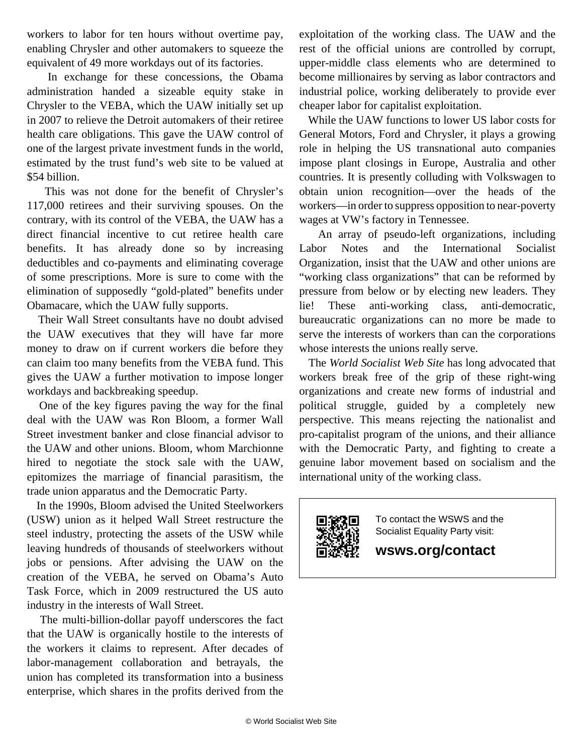workers to labor for ten hours without overtime pay, enabling Chrysler and other automakers to squeeze the equivalent of 49 more workdays out of its factories.

In exchange for these concessions, the Obama administration handed a sizeable equity stake in Chrysler to the VEBA, which the UAW initially set up in 2007 to relieve the Detroit automakers of their retiree health care obligations. This gave the UAW control of one of the largest private investment funds in the world, estimated by the trust fund's web site to be valued at $54 billion.

This was not done for the benefit of Chrysler's 117,000 retirees and their surviving spouses. On the contrary, with its control of the VEBA, the UAW has a direct financial incentive to cut retiree health care benefits. It has already done so by increasing deductibles and co-payments and eliminating coverage of some prescriptions. More is sure to come with the elimination of supposedly "gold-plated" benefits under Obamacare, which the UAW fully supports.

Their Wall Street consultants have no doubt advised the UAW executives that they will have far more money to draw on if current workers die before they can claim too many benefits from the VEBA fund. This gives the UAW a further motivation to impose longer workdays and backbreaking speedup.

One of the key figures paving the way for the final deal with the UAW was Ron Bloom, a former Wall Street investment banker and close financial advisor to the UAW and other unions. Bloom, whom Marchionne hired to negotiate the stock sale with the UAW, epitomizes the marriage of financial parasitism, the trade union apparatus and the Democratic Party.

In the 1990s, Bloom advised the United Steelworkers (USW) union as it helped Wall Street restructure the steel industry, protecting the assets of the USW while leaving hundreds of thousands of steelworkers without jobs or pensions. After advising the UAW on the creation of the VEBA, he served on Obama's Auto Task Force, which in 2009 restructured the US auto industry in the interests of Wall Street.

The multi-billion-dollar payoff underscores the fact that the UAW is organically hostile to the interests of the workers it claims to represent. After decades of labor-management collaboration and betrayals, the union has completed its transformation into a business enterprise, which shares in the profits derived from the exploitation of the working class. The UAW and the rest of the official unions are controlled by corrupt, upper-middle class elements who are determined to become millionaires by serving as labor contractors and industrial police, working deliberately to provide ever cheaper labor for capitalist exploitation.

While the UAW functions to lower US labor costs for General Motors, Ford and Chrysler, it plays a growing role in helping the US transnational auto companies impose plant closings in Europe, Australia and other countries. It is presently colluding with Volkswagen to obtain union recognition—over the heads of the workers—in order to suppress opposition to near-poverty wages at VW's factory in Tennessee.

An array of pseudo-left organizations, including Labor Notes and the International Socialist Organization, insist that the UAW and other unions are "working class organizations" that can be reformed by pressure from below or by electing new leaders. They lie! These anti-working class, anti-democratic, bureaucratic organizations can no more be made to serve the interests of workers than can the corporations whose interests the unions really serve.

The *World Socialist Web Site* has long advocated that workers break free of the grip of these right-wing organizations and create new forms of industrial and political struggle, guided by a completely new perspective. This means rejecting the nationalist and pro-capitalist program of the unions, and their alliance with the Democratic Party, and fighting to create a genuine labor movement based on socialism and the international unity of the working class.

To contact the WSWS and the Socialist Equality Party visit:

**wsws.org/contact**